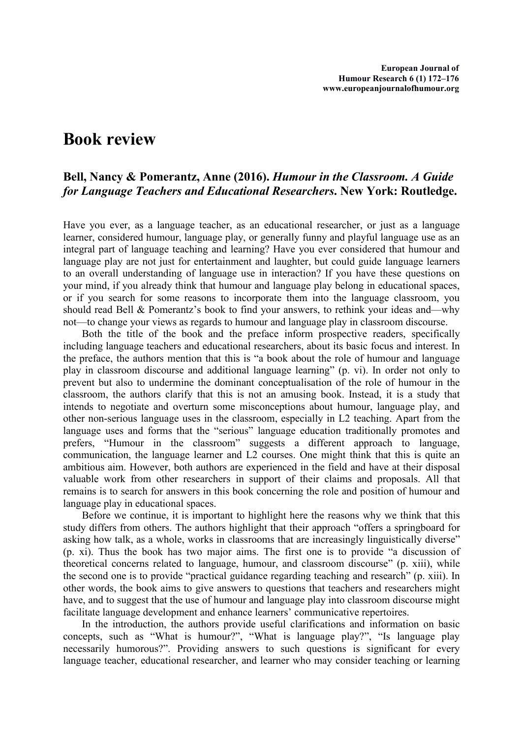# Book review

## Bell, Nancy & Pomerantz, Anne (2016). *Humour in the Classroom. A Guide for Language Teachers and Educational Researchers*. New York: Routledge.

Have you ever, as a language teacher, as an educational researcher, or just as a language learner, considered humour, language play, or generally funny and playful language use as an integral part of language teaching and learning? Have you ever considered that humour and language play are not just for entertainment and laughter, but could guide language learners to an overall understanding of language use in interaction? If you have these questions on your mind, if you already think that humour and language play belong in educational spaces, or if you search for some reasons to incorporate them into the language classroom, you should read Bell & Pomerantz's book to find your answers, to rethink your ideas and—why not—to change your views as regards to humour and language play in classroom discourse.

Both the title of the book and the preface inform prospective readers, specifically including language teachers and educational researchers, about its basic focus and interest. In the preface, the authors mention that this is "a book about the role of humour and language play in classroom discourse and additional language learning" (p. vi). In order not only to prevent but also to undermine the dominant conceptualisation of the role of humour in the classroom, the authors clarify that this is not an amusing book. Instead, it is a study that intends to negotiate and overturn some misconceptions about humour, language play, and other non-serious language uses in the classroom, especially in L2 teaching. Apart from the language uses and forms that the "serious" language education traditionally promotes and prefers, "Humour in the classroom" suggests a different approach to language, communication, the language learner and L2 courses. One might think that this is quite an ambitious aim. However, both authors are experienced in the field and have at their disposal valuable work from other researchers in support of their claims and proposals. All that remains is to search for answers in this book concerning the role and position of humour and language play in educational spaces.

Before we continue, it is important to highlight here the reasons why we think that this study differs from others. The authors highlight that their approach "offers a springboard for asking how talk, as a whole, works in classrooms that are increasingly linguistically diverse" (p. xi). Thus the book has two major aims. The first one is to provide "a discussion of theoretical concerns related to language, humour, and classroom discourse" (p. xiii), while the second one is to provide "practical guidance regarding teaching and research" (p. xiii). In other words, the book aims to give answers to questions that teachers and researchers might have, and to suggest that the use of humour and language play into classroom discourse might facilitate language development and enhance learners' communicative repertoires.

In the introduction, the authors provide useful clarifications and information on basic concepts, such as "What is humour?", "What is language play?", "Is language play necessarily humorous?". Providing answers to such questions is significant for every language teacher, educational researcher, and learner who may consider teaching or learning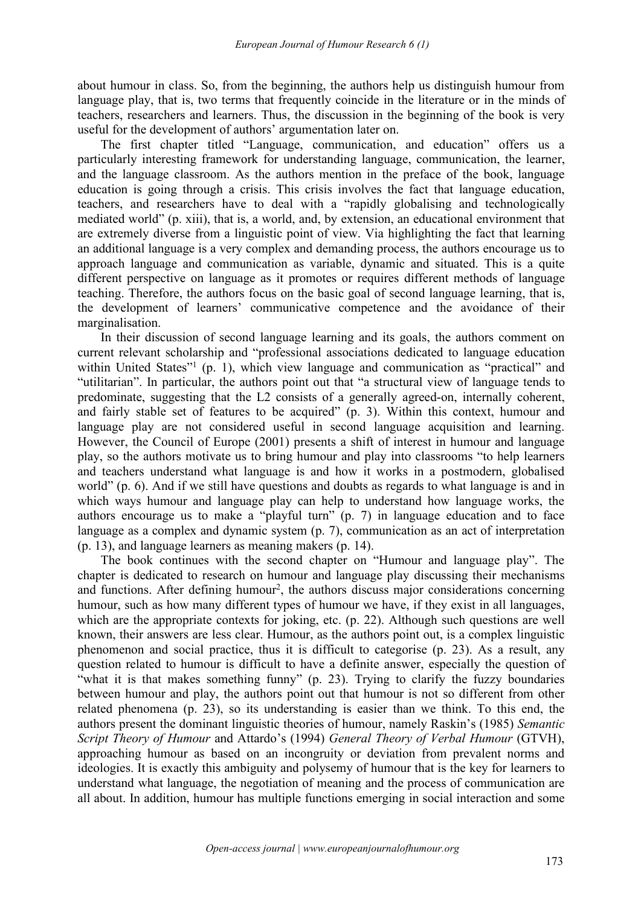about humour in class. So, from the beginning, the authors help us distinguish humour from language play, that is, two terms that frequently coincide in the literature or in the minds of teachers, researchers and learners. Thus, the discussion in the beginning of the book is very useful for the development of authors' argumentation later on.

The first chapter titled "Language, communication, and education" offers us a particularly interesting framework for understanding language, communication, the learner, and the language classroom. As the authors mention in the preface of the book, language education is going through a crisis. This crisis involves the fact that language education, teachers, and researchers have to deal with a "rapidly globalising and technologically mediated world" (p. xiii), that is, a world, and, by extension, an educational environment that are extremely diverse from a linguistic point of view. Via highlighting the fact that learning an additional language is a very complex and demanding process, the authors encourage us to approach language and communication as variable, dynamic and situated. This is a quite different perspective on language as it promotes or requires different methods of language teaching. Therefore, the authors focus on the basic goal of second language learning, that is, the development of learners' communicative competence and the avoidance of their marginalisation.

In their discussion of second language learning and its goals, the authors comment on current relevant scholarship and "professional associations dedicated to language education within United States"[1] (p. 1), which view language and communication as "practical" and "utilitarian". In particular, the authors point out that "a structural view of language tends to predominate, suggesting that the L2 consists of a generally agreed-on, internally coherent, and fairly stable set of features to be acquired" (p. 3). Within this context, humour and language play are not considered useful in second language acquisition and learning. However, the Council of Europe (2001) presents a shift of interest in humour and language play, so the authors motivate us to bring humour and play into classrooms "to help learners and teachers understand what language is and how it works in a postmodern, globalised world" (p. 6). And if we still have questions and doubts as regards to what language is and in which ways humour and language play can help to understand how language works, the authors encourage us to make a "playful turn" (p. 7) in language education and to face language as a complex and dynamic system (p. 7), communication as an act of interpretation (p. 13), and language learners as meaning makers (p. 14).

The book continues with the second chapter on "Humour and language play". The chapter is dedicated to research on humour and language play discussing their mechanisms and functions. After defining humour[2], the authors discuss major considerations concerning humour, such as how many different types of humour we have, if they exist in all languages, which are the appropriate contexts for joking, etc. (p. 22). Although such questions are well known, their answers are less clear. Humour, as the authors point out, is a complex linguistic phenomenon and social practice, thus it is difficult to categorise (p. 23). As a result, any question related to humour is difficult to have a definite answer, especially the question of "what it is that makes something funny" (p. 23). Trying to clarify the fuzzy boundaries between humour and play, the authors point out that humour is not so different from other related phenomena (p. 23), so its understanding is easier than we think. To this end, the authors present the dominant linguistic theories of humour, namely Raskin's (1985) *Semantic Script Theory of Humour* and Attardo's (1994) *General Theory of Verbal Humour* (GTVH), approaching humour as based on an incongruity or deviation from prevalent norms and ideologies. It is exactly this ambiguity and polysemy of humour that is the key for learners to understand what language, the negotiation of meaning and the process of communication are all about. In addition, humour has multiple functions emerging in social interaction and some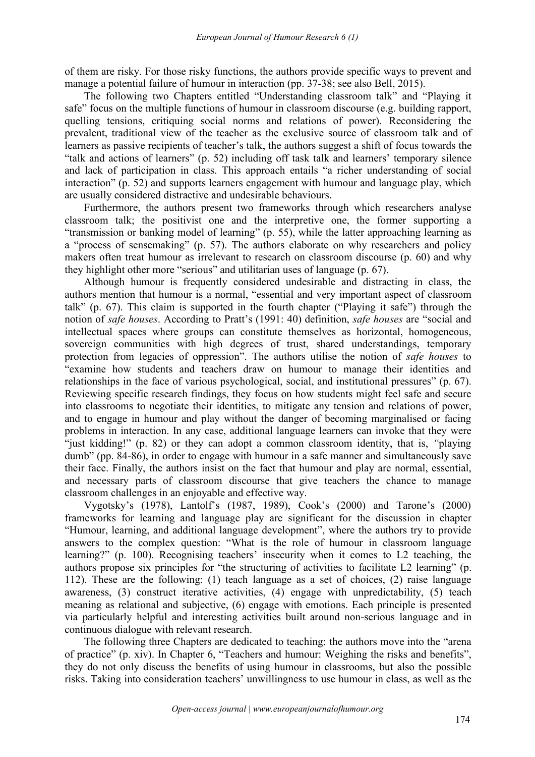of them are risky. For those risky functions, the authors provide specific ways to prevent and manage a potential failure of humour in interaction (pp. 37-38; see also Bell, 2015).

The following two Chapters entitled "Understanding classroom talk" and "Playing it safe" focus on the multiple functions of humour in classroom discourse (e.g. building rapport, quelling tensions, critiquing social norms and relations of power). Reconsidering the prevalent, traditional view of the teacher as the exclusive source of classroom talk and of learners as passive recipients of teacher's talk, the authors suggest a shift of focus towards the "talk and actions of learners" (p. 52) including off task talk and learners' temporary silence and lack of participation in class. This approach entails "a richer understanding of social interaction" (p. 52) and supports learners engagement with humour and language play, which are usually considered distractive and undesirable behaviours.

Furthermore, the authors present two frameworks through which researchers analyse classroom talk; the positivist one and the interpretive one, the former supporting a "transmission or banking model of learning" (p. 55), while the latter approaching learning as a "process of sensemaking" (p. 57). The authors elaborate on why researchers and policy makers often treat humour as irrelevant to research on classroom discourse (p. 60) and why they highlight other more "serious" and utilitarian uses of language (p. 67).

Although humour is frequently considered undesirable and distracting in class, the authors mention that humour is a normal, "essential and very important aspect of classroom talk" (p. 67). This claim is supported in the fourth chapter ("Playing it safe") through the notion of *safe houses*. According to Pratt's (1991: 40) definition, *safe houses* are "social and intellectual spaces where groups can constitute themselves as horizontal, homogeneous, sovereign communities with high degrees of trust, shared understandings, temporary protection from legacies of oppression". The authors utilise the notion of *safe houses* to "examine how students and teachers draw on humour to manage their identities and relationships in the face of various psychological, social, and institutional pressures" (p. 67). Reviewing specific research findings, they focus on how students might feel safe and secure into classrooms to negotiate their identities, to mitigate any tension and relations of power, and to engage in humour and play without the danger of becoming marginalised or facing problems in interaction. In any case, additional language learners can invoke that they were "just kidding!" (p. 82) or they can adopt a common classroom identity, that is, "playing dumb" (pp. 84-86), in order to engage with humour in a safe manner and simultaneously save their face. Finally, the authors insist on the fact that humour and play are normal, essential, and necessary parts of classroom discourse that give teachers the chance to manage classroom challenges in an enjoyable and effective way.

Vygotsky's (1978), Lantolf's (1987, 1989), Cook's (2000) and Tarone's (2000) frameworks for learning and language play are significant for the discussion in chapter "Humour, learning, and additional language development", where the authors try to provide answers to the complex question: "What is the role of humour in classroom language learning?" (p. 100). Recognising teachers' insecurity when it comes to L2 teaching, the authors propose six principles for "the structuring of activities to facilitate L2 learning" (p. 112). These are the following: (1) teach language as a set of choices, (2) raise language awareness, (3) construct iterative activities, (4) engage with unpredictability, (5) teach meaning as relational and subjective, (6) engage with emotions. Each principle is presented via particularly helpful and interesting activities built around non-serious language and in continuous dialogue with relevant research.

The following three Chapters are dedicated to teaching: the authors move into the "arena of practice" (p. xiv). In Chapter 6, "Teachers and humour: Weighing the risks and benefits", they do not only discuss the benefits of using humour in classrooms, but also the possible risks. Taking into consideration teachers' unwillingness to use humour in class, as well as the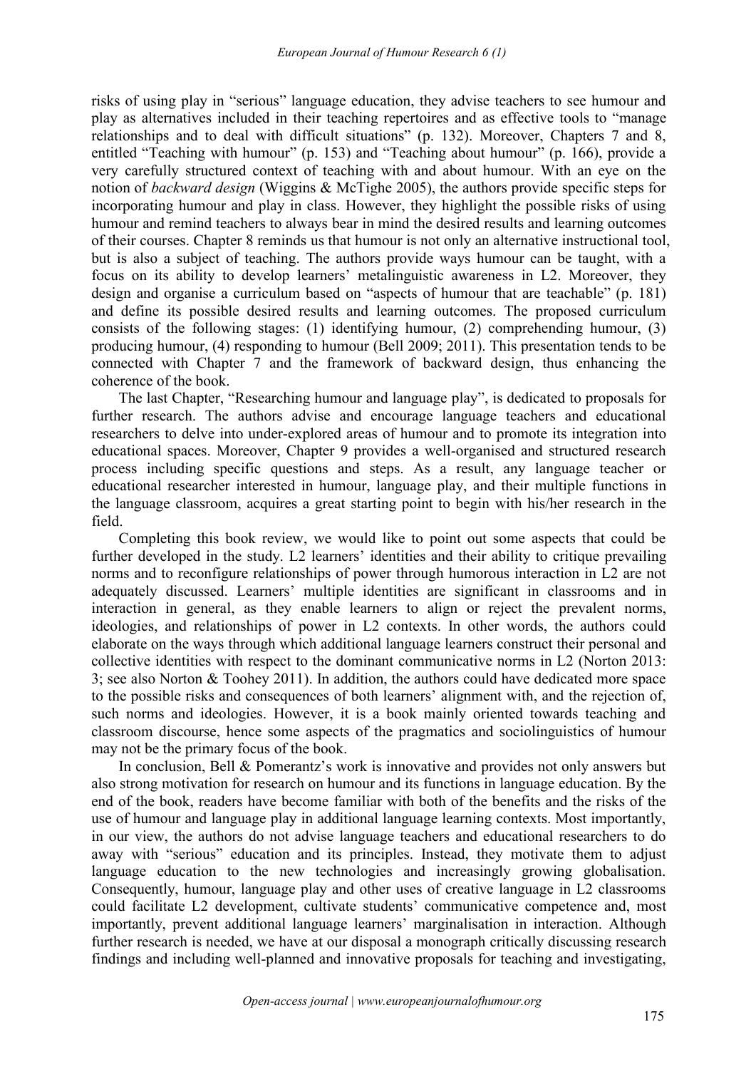risks of using play in "serious" language education, they advise teachers to see humour and play as alternatives included in their teaching repertoires and as effective tools to "manage relationships and to deal with difficult situations" (p. 132). Moreover, Chapters 7 and 8, entitled "Teaching with humour" (p. 153) and "Teaching about humour" (p. 166), provide a very carefully structured context of teaching with and about humour. With an eye on the notion of *backward design* (Wiggins & McTighe 2005), the authors provide specific steps for incorporating humour and play in class. However, they highlight the possible risks of using humour and remind teachers to always bear in mind the desired results and learning outcomes of their courses. Chapter 8 reminds us that humour is not only an alternative instructional tool, but is also a subject of teaching. The authors provide ways humour can be taught, with a focus on its ability to develop learners' metalinguistic awareness in L2. Moreover, they design and organise a curriculum based on "aspects of humour that are teachable" (p. 181) and define its possible desired results and learning outcomes. The proposed curriculum consists of the following stages: (1) identifying humour, (2) comprehending humour, (3) producing humour, (4) responding to humour (Bell 2009; 2011). This presentation tends to be connected with Chapter 7 and the framework of backward design, thus enhancing the coherence of the book.

The last Chapter, "Researching humour and language play", is dedicated to proposals for further research. The authors advise and encourage language teachers and educational researchers to delve into under-explored areas of humour and to promote its integration into educational spaces. Moreover, Chapter 9 provides a well-organised and structured research process including specific questions and steps. As a result, any language teacher or educational researcher interested in humour, language play, and their multiple functions in the language classroom, acquires a great starting point to begin with his/her research in the field.

Completing this book review, we would like to point out some aspects that could be further developed in the study. L2 learners' identities and their ability to critique prevailing norms and to reconfigure relationships of power through humorous interaction in L2 are not adequately discussed. Learners' multiple identities are significant in classrooms and in interaction in general, as they enable learners to align or reject the prevalent norms, ideologies, and relationships of power in L2 contexts. In other words, the authors could elaborate on the ways through which additional language learners construct their personal and collective identities with respect to the dominant communicative norms in L2 (Norton 2013: 3; see also Norton & Toohey 2011). In addition, the authors could have dedicated more space to the possible risks and consequences of both learners' alignment with, and the rejection of, such norms and ideologies. However, it is a book mainly oriented towards teaching and classroom discourse, hence some aspects of the pragmatics and sociolinguistics of humour may not be the primary focus of the book.

In conclusion, Bell & Pomerantz's work is innovative and provides not only answers but also strong motivation for research on humour and its functions in language education. By the end of the book, readers have become familiar with both of the benefits and the risks of the use of humour and language play in additional language learning contexts. Most importantly, in our view, the authors do not advise language teachers and educational researchers to do away with "serious" education and its principles. Instead, they motivate them to adjust language education to the new technologies and increasingly growing globalisation. Consequently, humour, language play and other uses of creative language in L2 classrooms could facilitate L2 development, cultivate students' communicative competence and, most importantly, prevent additional language learners' marginalisation in interaction. Although further research is needed, we have at our disposal a monograph critically discussing research findings and including well-planned and innovative proposals for teaching and investigating,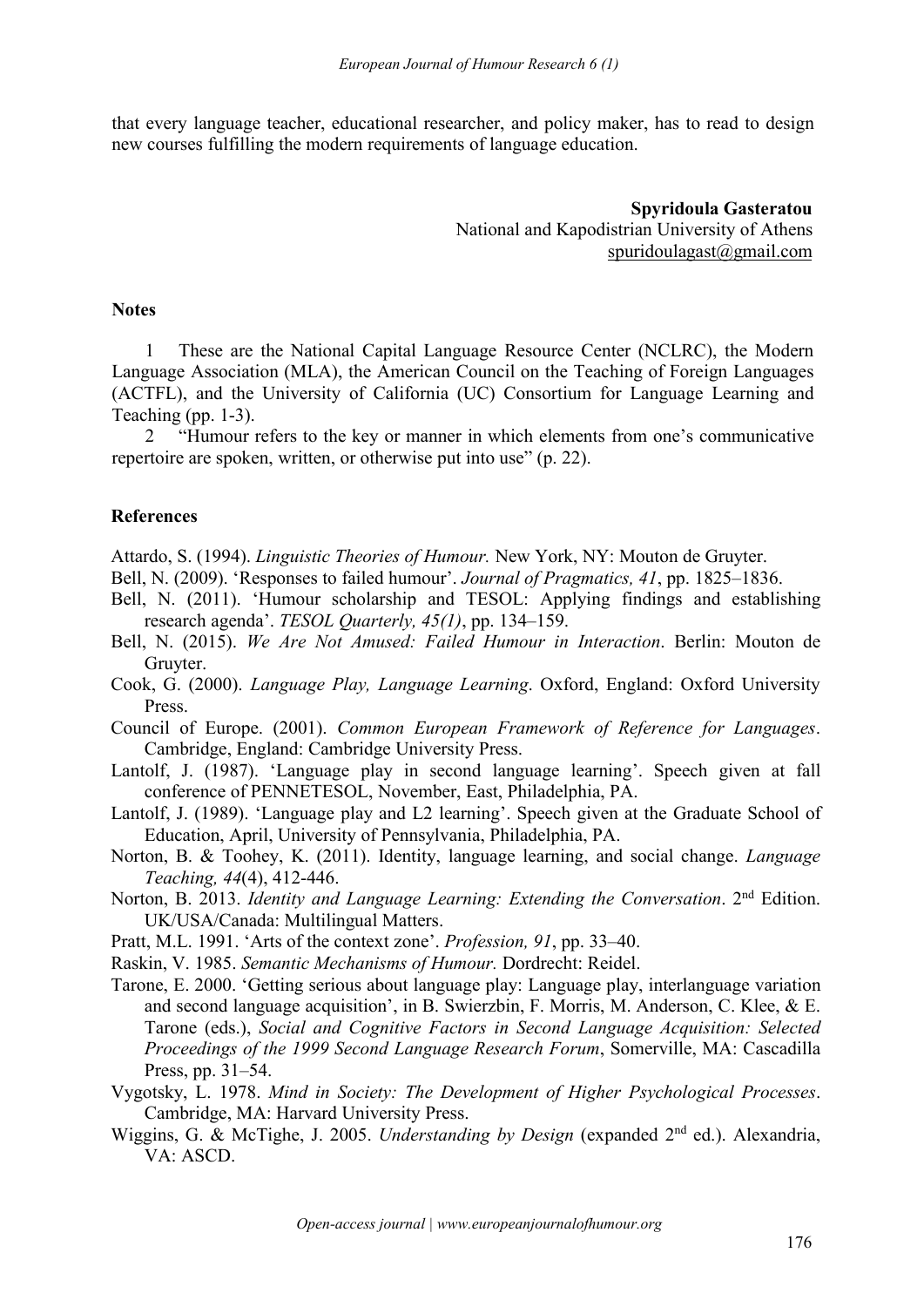that every language teacher, educational researcher, and policy maker, has to read to design new courses fulfilling the modern requirements of language education.

**Spyridoula Gasteratou**
National and Kapodistrian University of Athens
spuridoulagast@gmail.com

## Notes

1 These are the National Capital Language Resource Center (NCLRC), the Modern Language Association (MLA), the American Council on the Teaching of Foreign Languages (ACTFL), and the University of California (UC) Consortium for Language Learning and Teaching (pp. 1-3).

2 "Humour refers to the key or manner in which elements from one's communicative repertoire are spoken, written, or otherwise put into use" (p. 22).

## References

Attardo, S. (1994). *Linguistic Theories of Humour.* New York, NY: Mouton de Gruyter.

Bell, N. (2009). 'Responses to failed humour'. *Journal of Pragmatics, 41*, pp. 1825–1836.

Bell, N. (2011). 'Humour scholarship and TESOL: Applying findings and establishing research agenda'. *TESOL Quarterly, 45(1)*, pp. 134–159.

Bell, N. (2015). *We Are Not Amused: Failed Humour in Interaction*. Berlin: Mouton de Gruyter.

Cook, G. (2000). *Language Play, Language Learning*. Oxford, England: Oxford University Press.

Council of Europe. (2001). *Common European Framework of Reference for Languages*. Cambridge, England: Cambridge University Press.

Lantolf, J. (1987). 'Language play in second language learning'. Speech given at fall conference of PENNETESOL, November, East, Philadelphia, PA.

Lantolf, J. (1989). 'Language play and L2 learning'. Speech given at the Graduate School of Education, April, University of Pennsylvania, Philadelphia, PA.

Norton, B. & Toohey, K. (2011). Identity, language learning, and social change. *Language Teaching, 44*(4), 412-446.

Norton, B. 2013. *Identity and Language Learning: Extending the Conversation*. 2nd Edition. UK/USA/Canada: Multilingual Matters.

Pratt, M.L. 1991. 'Arts of the context zone'. *Profession, 91*, pp. 33–40.

Raskin, V. 1985. *Semantic Mechanisms of Humour.* Dordrecht: Reidel.

Tarone, E. 2000. 'Getting serious about language play: Language play, interlanguage variation and second language acquisition', in B. Swierzbin, F. Morris, M. Anderson, C. Klee, & E. Tarone (eds.), *Social and Cognitive Factors in Second Language Acquisition: Selected Proceedings of the 1999 Second Language Research Forum*, Somerville, MA: Cascadilla Press, pp. 31–54.

Vygotsky, L. 1978. *Mind in Society: The Development of Higher Psychological Processes*. Cambridge, MA: Harvard University Press.

Wiggins, G. & McTighe, J. 2005. *Understanding by Design* (expanded 2nd ed.). Alexandria, VA: ASCD.